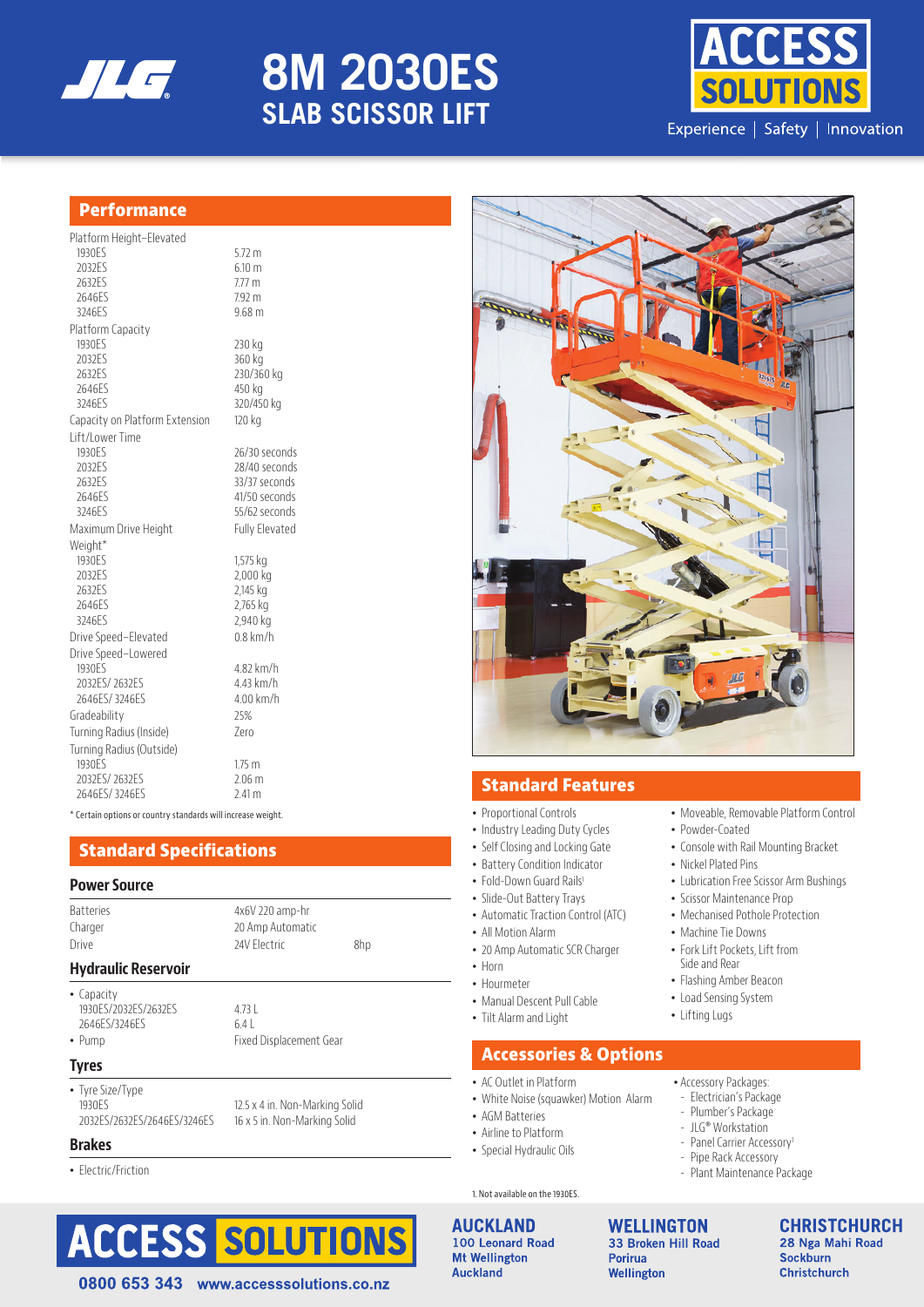# 8M 2030ES
## SLAB SCISSOR LIFT

ACCESS SOLUTIONS
Experience | Safety | Innovation

## Performance

| | |
|---|---|
| **Platform Height–Elevated** | |
| 1930ES | 5.72 m |
| 2032ES | 6.10 m |
| 2632ES | 7.77 m |
| 2646ES | 7.92 m |
| 3246ES | 9.68 m |
| **Platform Capacity** | |
| 1930ES | 230 kg |
| 2032ES | 360 kg |
| 2632ES | 230/360 kg |
| 2646ES | 450 kg |
| 3246ES | 320/450 kg |
| **Capacity on Platform Extension** | 120 kg |
| **Lift/Lower Time** | |
| 1930ES | 26/30 seconds |
| 2032ES | 28/40 seconds |
| 2632ES | 33/37 seconds |
| 2646ES | 41/50 seconds |
| 3246ES | 55/62 seconds |
| **Maximum Drive Height** | Fully Elevated |
| **Weight*** | |
| 1930ES | 1,575 kg |
| 2032ES | 2,000 kg |
| 2632ES | 2,145 kg |
| 2646ES | 2,765 kg |
| 3246ES | 2,940 kg |
| **Drive Speed–Elevated** | 0.8 km/h |
| **Drive Speed–Lowered** | |
| 1930ES | 4.82 km/h |
| 2032ES/ 2632ES | 4.43 km/h |
| 2646ES/ 3246ES | 4.00 km/h |
| **Gradeability** | 25% |
| **Turning Radius (Inside)** | Zero |
| **Turning Radius (Outside)** | |
| 1930ES | 1.75 m |
| 2032ES/ 2632ES | 2.06 m |
| 2646ES/ 3246ES | 2.41 m |

* Certain options or country standards will increase weight.

## Standard Specifications

### Power Source

| | | |
|---|---|---|
| Batteries | 4x6V 220 amp-hr | |
| Charger | 20 Amp Automatic | |
| Drive | 24V Electric | 8hp |

### Hydraulic Reservoir

- Capacity
  - 1930ES/2032ES/2632ES: 4.73 L
  - 2646ES/3246ES: 6.4 L
- Pump: Fixed Displacement Gear

### Tyres

- Tyre Size/Type
  - 1930ES: 12.5 x 4 in. Non-Marking Solid
  - 2032ES/2632ES/2646ES/3246ES: 16 x 5 in. Non-Marking Solid

### Brakes

- Electric/Friction

## Standard Features

- Proportional Controls
- Industry Leading Duty Cycles
- Self Closing and Locking Gate
- Battery Condition Indicator
- Fold-Down Guard Rails[1]
- Slide-Out Battery Trays
- Automatic Traction Control (ATC)
- All Motion Alarm
- 20 Amp Automatic SCR Charger
- Horn
- Hourmeter
- Manual Descent Pull Cable
- Tilt Alarm and Light
- Moveable, Removable Platform Control
- Powder-Coated
- Console with Rail Mounting Bracket
- Nickel Plated Pins
- Lubrication Free Scissor Arm Bushings
- Scissor Maintenance Prop
- Mechanised Pothole Protection
- Machine Tie Downs
- Fork Lift Pockets, Lift from Side and Rear
- Flashing Amber Beacon
- Load Sensing System
- Lifting Lugs

## Accessories & Options

- AC Outlet in Platform
- White Noise (squawker) Motion Alarm
- AGM Batteries
- Airline to Platform
- Special Hydraulic Oils
- Accessory Packages:
  - Electrician's Package
  - Plumber's Package
  - JLG® Workstation
  - Panel Carrier Accessory[1]
  - Pipe Rack Accessory
  - Plant Maintenance Package

1. Not available on the 1930ES.

ACCESS SOLUTIONS
0800 653 343 www.accesssolutions.co.nz

**AUCKLAND**
100 Leonard Road
Mt Wellington
Auckland

**WELLINGTON**
33 Broken Hill Road
Porirua
Wellington

**CHRISTCHURCH**
28 Nga Mahi Road
Sockburn
Christchurch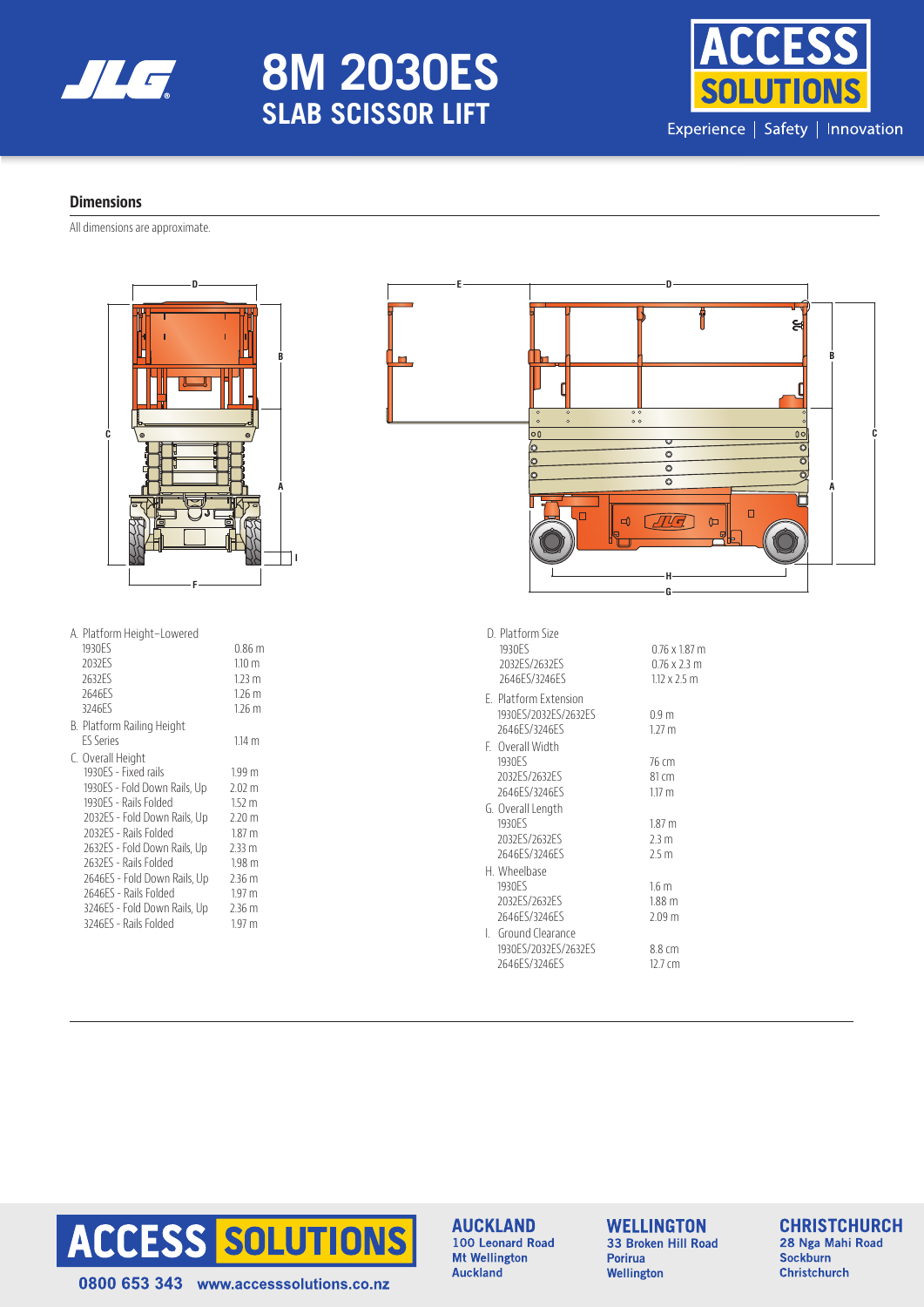# 8M 2030ES
## SLAB SCISSOR LIFT

ACCESS SOLUTIONS
Experience | Safety | Innovation

### Dimensions

All dimensions are approximate.

D
B
C
A
I
F
E
H
G

| | |
|---|---|
| **A. Platform Height–Lowered** | |
| 1930ES | 0.86 m |
| 2032ES | 1.10 m |
| 2632ES | 1.23 m |
| 2646ES | 1.26 m |
| 3246ES | 1.26 m |
| **B. Platform Railing Height** | |
| ES Series | 1.14 m |
| **C. Overall Height** | |
| 1930ES - Fixed rails | 1.99 m |
| 1930ES - Fold Down Rails, Up | 2.02 m |
| 1930ES - Rails Folded | 1.52 m |
| 2032ES - Fold Down Rails, Up | 2.20 m |
| 2032ES - Rails Folded | 1.87 m |
| 2632ES - Fold Down Rails, Up | 2.33 m |
| 2632ES - Rails Folded | 1.98 m |
| 2646ES - Fold Down Rails, Up | 2.36 m |
| 2646ES - Rails Folded | 1.97 m |
| 3246ES - Fold Down Rails, Up | 2.36 m |
| 3246ES - Rails Folded | 1.97 m |

| | |
|---|---|
| **D. Platform Size** | |
| 1930ES | 0.76 x 1.87 m |
| 2032ES/2632ES | 0.76 x 2.3 m |
| 2646ES/3246ES | 1.12 x 2.5 m |
| **E. Platform Extension** | |
| 1930ES/2032ES/2632ES | 0.9 m |
| 2646ES/3246ES | 1.27 m |
| **F. Overall Width** | |
| 1930ES | 76 cm |
| 2032ES/2632ES | 81 cm |
| 2646ES/3246ES | 1.17 m |
| **G. Overall Length** | |
| 1930ES | 1.87 m |
| 2032ES/2632ES | 2.3 m |
| 2646ES/3246ES | 2.5 m |
| **H. Wheelbase** | |
| 1930ES | 1.6 m |
| 2032ES/2632ES | 1.88 m |
| 2646ES/3246ES | 2.09 m |
| **I. Ground Clearance** | |
| 1930ES/2032ES/2632ES | 8.8 cm |
| 2646ES/3246ES | 12.7 cm |

ACCESS SOLUTIONS
0800 653 343 www.accesssolutions.co.nz

**AUCKLAND**
100 Leonard Road
Mt Wellington
Auckland

**WELLINGTON**
33 Broken Hill Road
Porirua
Wellington

**CHRISTCHURCH**
28 Nga Mahi Road
Sockburn
Christchurch